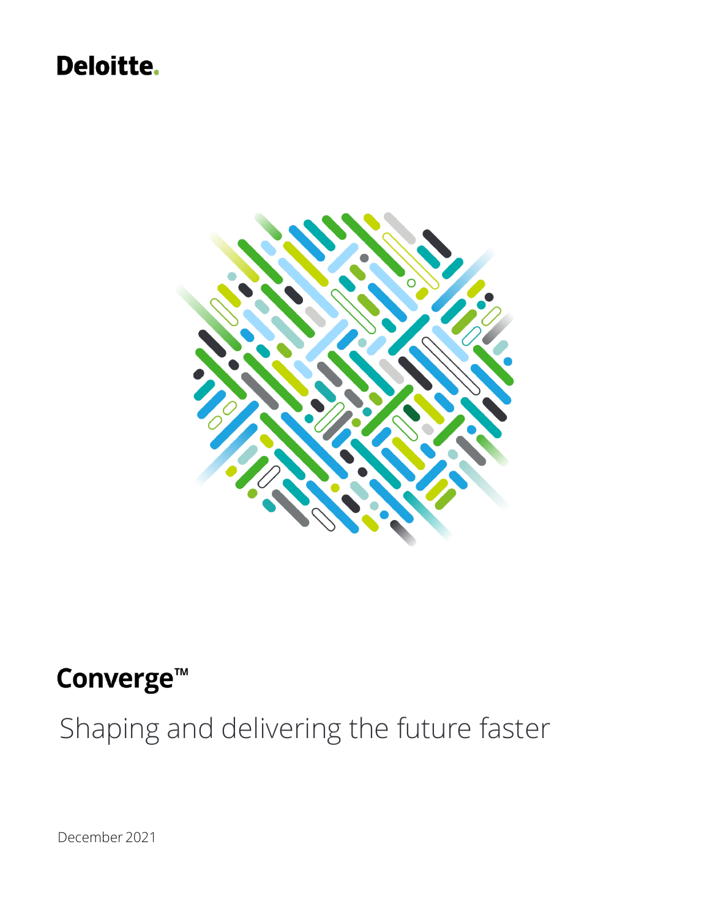Deloitte.

# Converge™

## Shaping and delivering the future faster

December 2021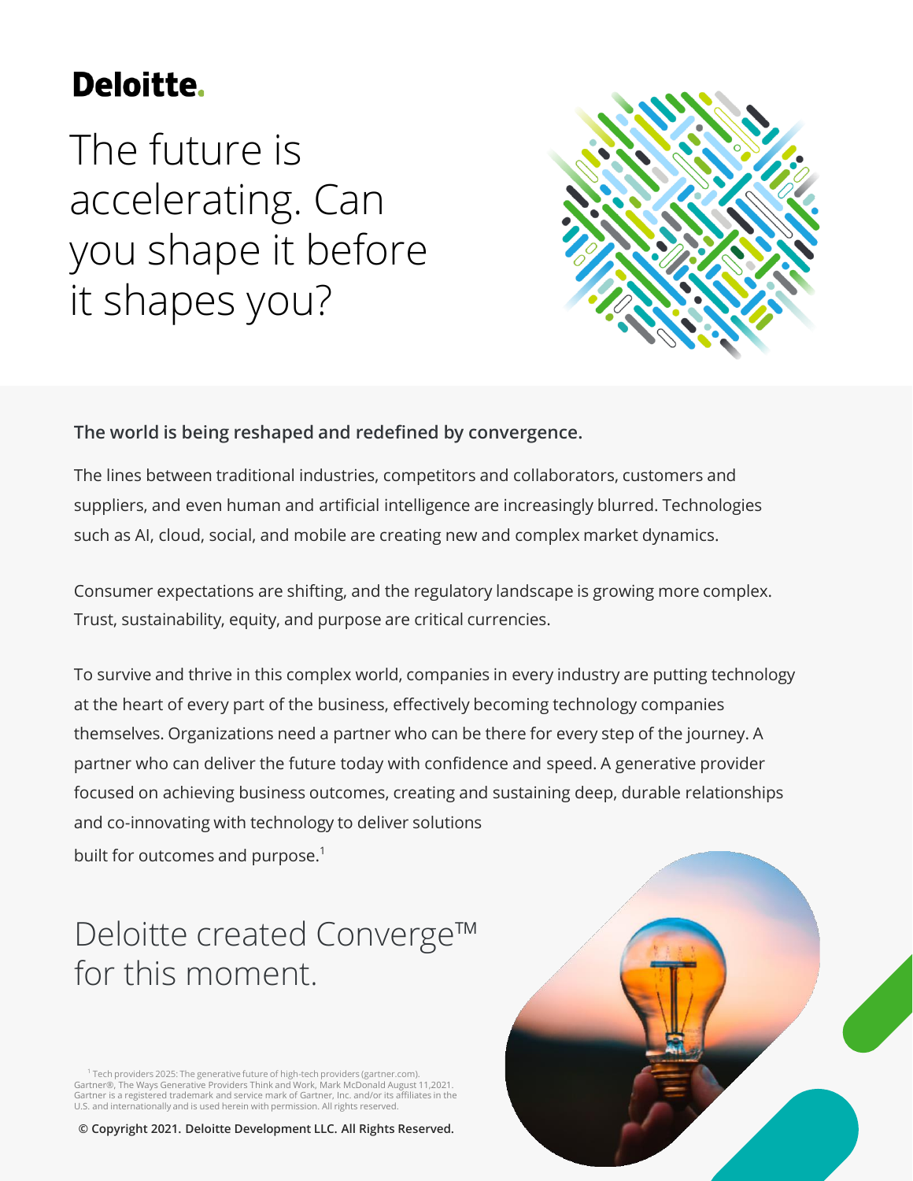Deloitte.

# The future is accelerating. Can you shape it before it shapes you?

**The world is being reshaped and redefined by convergence.**

The lines between traditional industries, competitors and collaborators, customers and suppliers, and even human and artificial intelligence are increasingly blurred. Technologies such as AI, cloud, social, and mobile are creating new and complex market dynamics.

Consumer expectations are shifting, and the regulatory landscape is growing more complex. Trust, sustainability, equity, and purpose are critical currencies.

To survive and thrive in this complex world, companies in every industry are putting technology at the heart of every part of the business, effectively becoming technology companies themselves. Organizations need a partner who can be there for every step of the journey. A partner who can deliver the future today with confidence and speed. A generative provider focused on achieving business outcomes, creating and sustaining deep, durable relationships and co-innovating with technology to deliver solutions built for outcomes and purpose.[1]

## Deloitte created Converge™ for this moment.

[1] Tech providers 2025: The generative future of high-tech providers (gartner.com). Gartner®, The Ways Generative Providers Think and Work, Mark McDonald August 11,2021. Gartner is a registered trademark and service mark of Gartner, Inc. and/or its affiliates in the U.S. and internationally and is used herein with permission. All rights reserved.

**© Copyright 2021. Deloitte Development LLC. All Rights Reserved.**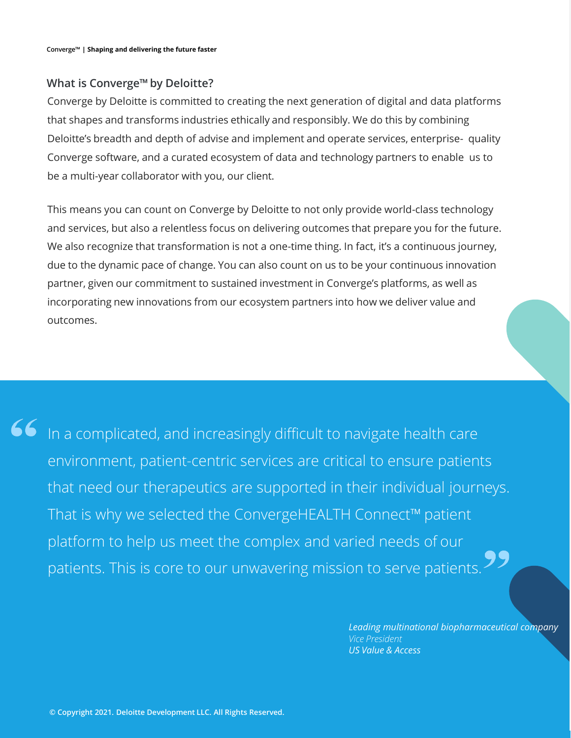## What is Converge™ by Deloitte?

Converge by Deloitte is committed to creating the next generation of digital and data platforms that shapes and transforms industries ethically and responsibly. We do this by combining Deloitte's breadth and depth of advise and implement and operate services, enterprise- quality Converge software, and a curated ecosystem of data and technology partners to enable us to be a multi-year collaborator with you, our client.

This means you can count on Converge by Deloitte to not only provide world-class technology and services, but also a relentless focus on delivering outcomes that prepare you for the future. We also recognize that transformation is not a one-time thing. In fact, it's a continuous journey, due to the dynamic pace of change. You can also count on us to be your continuous innovation partner, given our commitment to sustained investment in Converge's platforms, as well as incorporating new innovations from our ecosystem partners into how we deliver value and outcomes.

> "In a complicated, and increasingly difficult to navigate health care environment, patient-centric services are critical to ensure patients that need our therapeutics are supported in their individual journeys. That is why we selected the ConvergeHEALTH Connect™ patient platform to help us meet the complex and varied needs of our patients. This is core to our unwavering mission to serve patients."
>
> *Leading multinational biopharmaceutical company*
> *Vice President*
> *US Value & Access*

© Copyright 2021. Deloitte Development LLC. All Rights Reserved.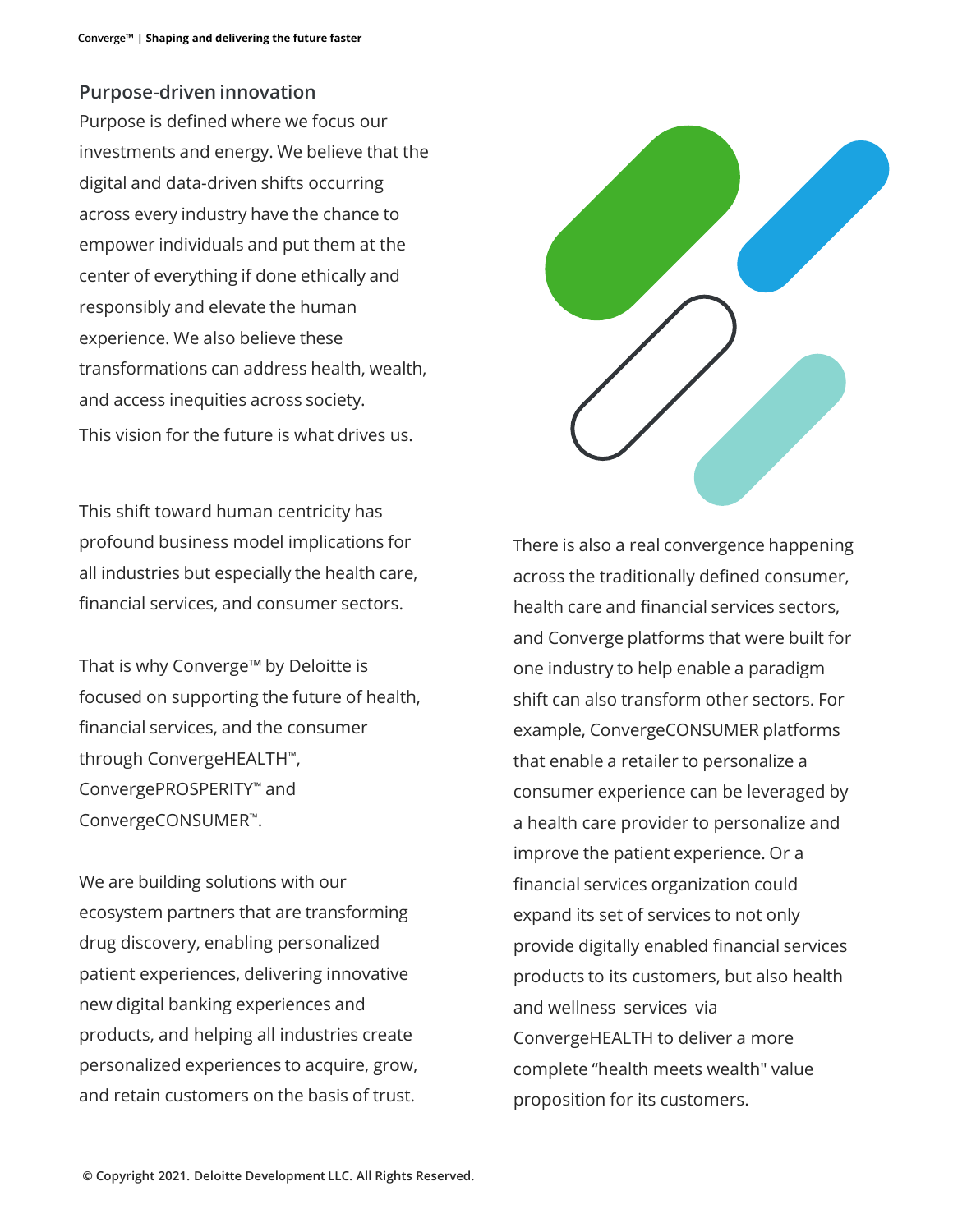## Purpose-driven innovation

Purpose is defined where we focus our investments and energy. We believe that the digital and data-driven shifts occurring across every industry have the chance to empower individuals and put them at the center of everything if done ethically and responsibly and elevate the human experience. We also believe these transformations can address health, wealth, and access inequities across society. This vision for the future is what drives us.

This shift toward human centricity has profound business model implications for all industries but especially the health care, financial services, and consumer sectors.

That is why Converge™ by Deloitte is focused on supporting the future of health, financial services, and the consumer through ConvergeHEALTH™, ConvergePROSPERITY™ and ConvergeCONSUMER™.

We are building solutions with our ecosystem partners that are transforming drug discovery, enabling personalized patient experiences, delivering innovative new digital banking experiences and products, and helping all industries create personalized experiences to acquire, grow, and retain customers on the basis of trust.

There is also a real convergence happening across the traditionally defined consumer, health care and financial services sectors, and Converge platforms that were built for one industry to help enable a paradigm shift can also transform other sectors. For example, ConvergeCONSUMER platforms that enable a retailer to personalize a consumer experience can be leveraged by a health care provider to personalize and improve the patient experience. Or a financial services organization could expand its set of services to not only provide digitally enabled financial services products to its customers, but also health and wellness services via ConvergeHEALTH to deliver a more complete "health meets wealth" value proposition for its customers.

© Copyright 2021. Deloitte Development LLC. All Rights Reserved.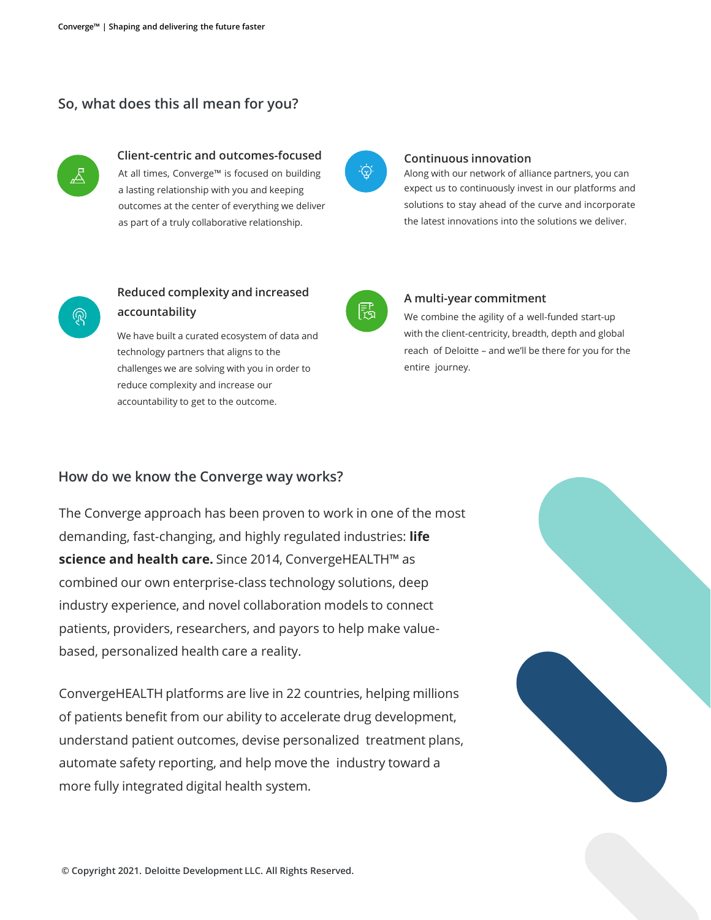## So, what does this all mean for you?

### Client-centric and outcomes-focused

At all times, Converge™ is focused on building a lasting relationship with you and keeping outcomes at the center of everything we deliver as part of a truly collaborative relationship.

### Continuous innovation

Along with our network of alliance partners, you can expect us to continuously invest in our platforms and solutions to stay ahead of the curve and incorporate the latest innovations into the solutions we deliver.

### Reduced complexity and increased accountability

We have built a curated ecosystem of data and technology partners that aligns to the challenges we are solving with you in order to reduce complexity and increase our accountability to get to the outcome.

### A multi-year commitment

We combine the agility of a well-funded start-up with the client-centricity, breadth, depth and global reach of Deloitte – and we'll be there for you for the entire journey.

## How do we know the Converge way works?

The Converge approach has been proven to work in one of the most demanding, fast-changing, and highly regulated industries: **life science and health care.** Since 2014, ConvergeHEALTH™ as combined our own enterprise-class technology solutions, deep industry experience, and novel collaboration models to connect patients, providers, researchers, and payors to help make value-based, personalized health care a reality.

ConvergeHEALTH platforms are live in 22 countries, helping millions of patients benefit from our ability to accelerate drug development, understand patient outcomes, devise personalized treatment plans, automate safety reporting, and help move the industry toward a more fully integrated digital health system.

© Copyright 2021. Deloitte Development LLC. All Rights Reserved.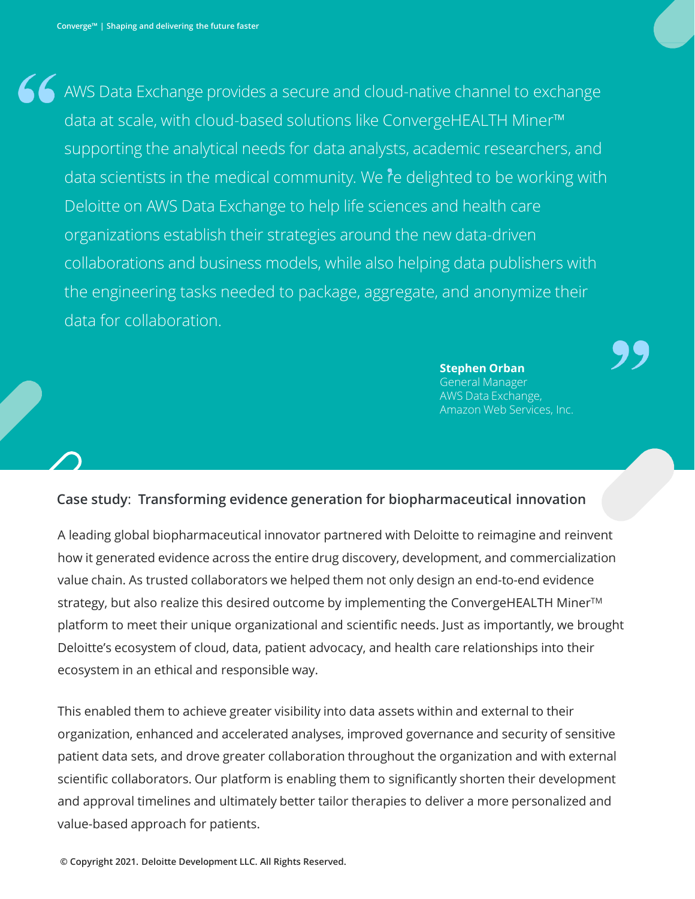> AWS Data Exchange provides a secure and cloud-native channel to exchange data at scale, with cloud-based solutions like ConvergeHEALTH Miner™ supporting the analytical needs for data analysts, academic researchers, and data scientists in the medical community. We're delighted to be working with Deloitte on AWS Data Exchange to help life sciences and health care organizations establish their strategies around the new data-driven collaborations and business models, while also helping data publishers with the engineering tasks needed to package, aggregate, and anonymize their data for collaboration.

**Stephen Orban**
General Manager
AWS Data Exchange,
Amazon Web Services, Inc.

## Case study: Transforming evidence generation for biopharmaceutical innovation

A leading global biopharmaceutical innovator partnered with Deloitte to reimagine and reinvent how it generated evidence across the entire drug discovery, development, and commercialization value chain. As trusted collaborators we helped them not only design an end-to-end evidence strategy, but also realize this desired outcome by implementing the ConvergeHEALTH Miner™ platform to meet their unique organizational and scientific needs. Just as importantly, we brought Deloitte's ecosystem of cloud, data, patient advocacy, and health care relationships into their ecosystem in an ethical and responsible way.

This enabled them to achieve greater visibility into data assets within and external to their organization, enhanced and accelerated analyses, improved governance and security of sensitive patient data sets, and drove greater collaboration throughout the organization and with external scientific collaborators. Our platform is enabling them to significantly shorten their development and approval timelines and ultimately better tailor therapies to deliver a more personalized and value-based approach for patients.

© Copyright 2021. Deloitte Development LLC. All Rights Reserved.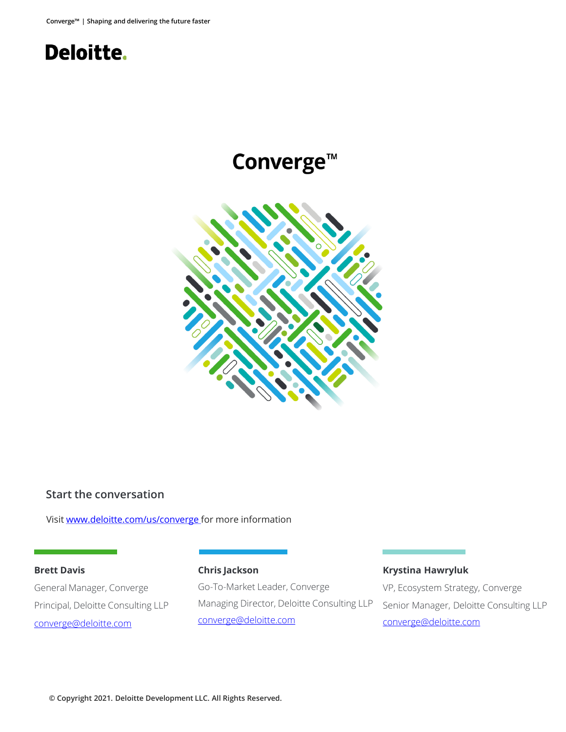Deloitte.

# Converge™

## Start the conversation

Visit [www.deloitte.com/us/converge](http://www.deloitte.com/us/converge) for more information

**Brett Davis**
General Manager, Converge
Principal, Deloitte Consulting LLP
converge@deloitte.com

**Chris Jackson**
Go-To-Market Leader, Converge
Managing Director, Deloitte Consulting LLP
converge@deloitte.com

**Krystina Hawryluk**
VP, Ecosystem Strategy, Converge
Senior Manager, Deloitte Consulting LLP
converge@deloitte.com

© Copyright 2021. Deloitte Development LLC. All Rights Reserved.